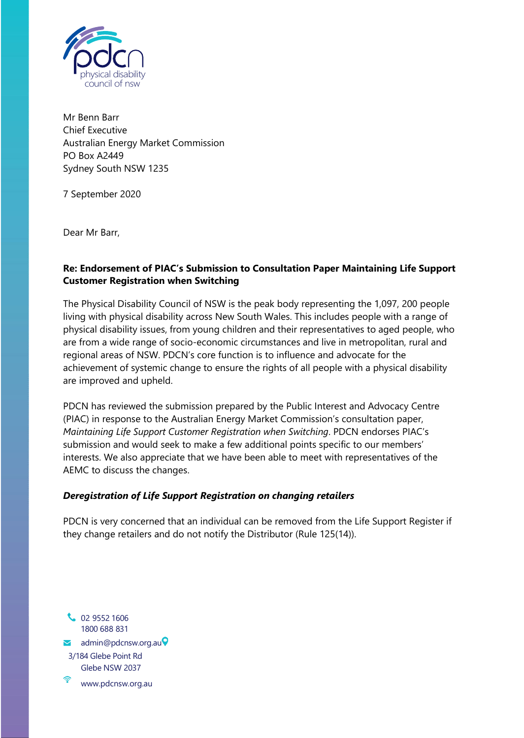physical disability council of nsw

Mr Benn Barr
Chief Executive
Australian Energy Market Commission
PO Box A2449
Sydney South NSW 1235

7 September 2020

Dear Mr Barr,

**Re: Endorsement of PIAC's Submission to Consultation Paper Maintaining Life Support Customer Registration when Switching**

The Physical Disability Council of NSW is the peak body representing the 1,097, 200 people living with physical disability across New South Wales. This includes people with a range of physical disability issues, from young children and their representatives to aged people, who are from a wide range of socio-economic circumstances and live in metropolitan, rural and regional areas of NSW. PDCN's core function is to influence and advocate for the achievement of systemic change to ensure the rights of all people with a physical disability are improved and upheld.

PDCN has reviewed the submission prepared by the Public Interest and Advocacy Centre (PIAC) in response to the Australian Energy Market Commission's consultation paper, *Maintaining Life Support Customer Registration when Switching*. PDCN endorses PIAC's submission and would seek to make a few additional points specific to our members' interests. We also appreciate that we have been able to meet with representatives of the AEMC to discuss the changes.

***Deregistration of Life Support Registration on changing retailers***

PDCN is very concerned that an individual can be removed from the Life Support Register if they change retailers and do not notify the Distributor (Rule 125(14)).

02 9552 1606
1800 688 831
admin@pdcnsw.org.au
3/184 Glebe Point Rd
Glebe NSW 2037
www.pdcnsw.org.au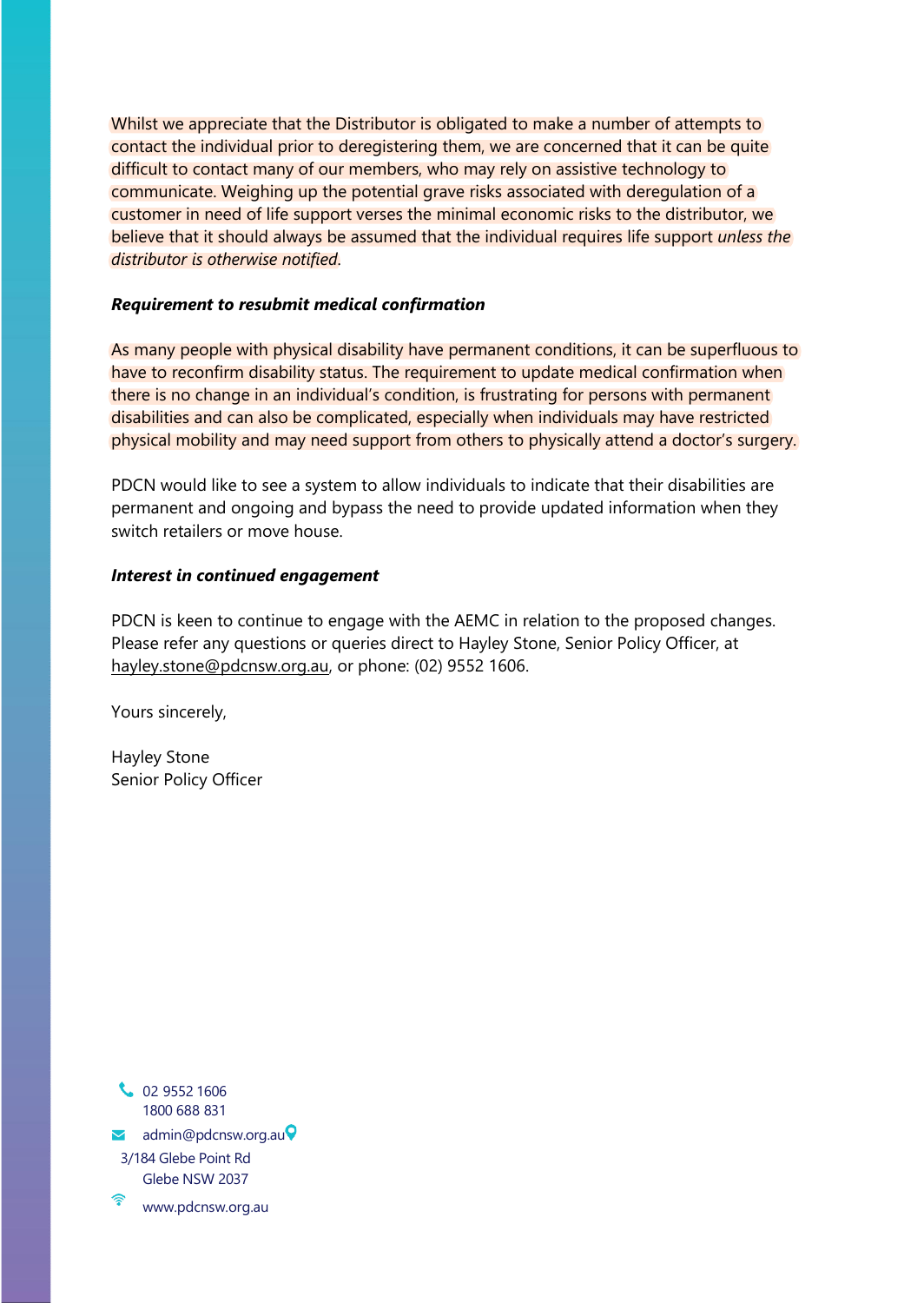Whilst we appreciate that the Distributor is obligated to make a number of attempts to contact the individual prior to deregistering them, we are concerned that it can be quite difficult to contact many of our members, who may rely on assistive technology to communicate. Weighing up the potential grave risks associated with deregulation of a customer in need of life support verses the minimal economic risks to the distributor, we believe that it should always be assumed that the individual requires life support *unless the distributor is otherwise notified*.

***Requirement to resubmit medical confirmation***

As many people with physical disability have permanent conditions, it can be superfluous to have to reconfirm disability status. The requirement to update medical confirmation when there is no change in an individual's condition, is frustrating for persons with permanent disabilities and can also be complicated, especially when individuals may have restricted physical mobility and may need support from others to physically attend a doctor's surgery.

PDCN would like to see a system to allow individuals to indicate that their disabilities are permanent and ongoing and bypass the need to provide updated information when they switch retailers or move house.

***Interest in continued engagement***

PDCN is keen to continue to engage with the AEMC in relation to the proposed changes. Please refer any questions or queries direct to Hayley Stone, Senior Policy Officer, at hayley.stone@pdcnsw.org.au, or phone: (02) 9552 1606.

Yours sincerely,

Hayley Stone
Senior Policy Officer

02 9552 1606
1800 688 831
admin@pdcnsw.org.au
3/184 Glebe Point Rd
Glebe NSW 2037
www.pdcnsw.org.au